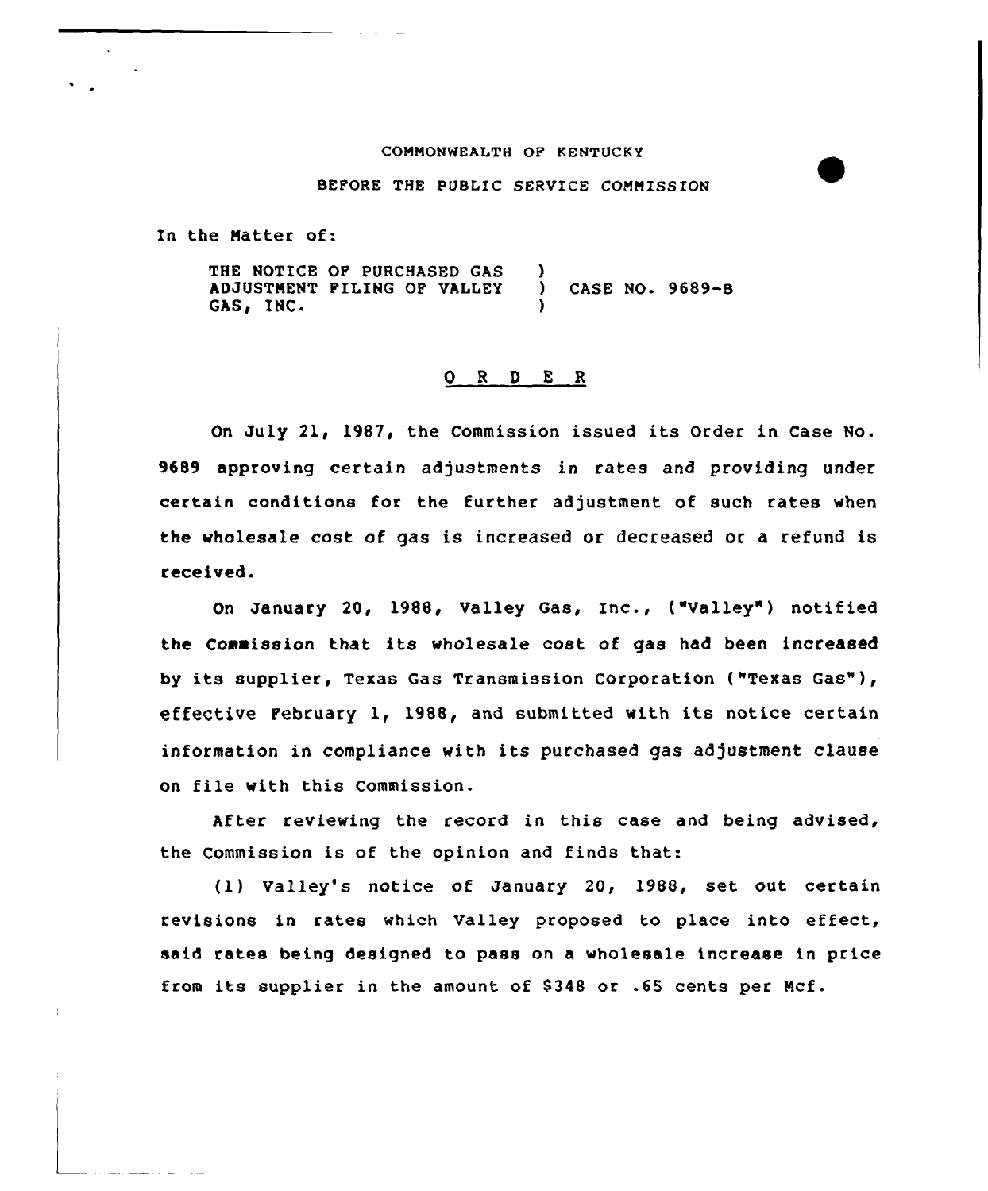COMMONWEALTH OF KENTUCKY

BEFORE THE PUBLIC SERVICE COMMISSION

In the Matter of:

THE NOTICE OF PURCHASED GAS ADJUSTMENT FILING OF VALLEY GAS, INC. ) CASE NO. 9689-B

## O R D E R

On July 21, 1987, the Commission issued its Order in Case No. 9689 approving certain adjustments in rates and providing under certain conditions for the further adjustment of such rates when the wholesale cost of gas is increased or decreased or a refund is received.

On January 20, 1988, Valley Gas, Inc., ("Valley") notified the Commission that its wholesale cost of gas had been increased by its supplier, Texas Gas Transmission Corporation ("Texas Gas"), effective February 1, 1988, and submitted with its notice certain information in compliance with its purchased gas adjustment clause on file with this Commission.

After reviewing the record in this case and being advised, the Commission is of the opinion and finds that:

(1) Valley's notice of January 20, 1988, set out certain revisions in rates which Valley proposed to place into effect, said rates being designed to pass on a wholesale increase in price from its supplier in the amount of $348 or .65 cents per Mcf.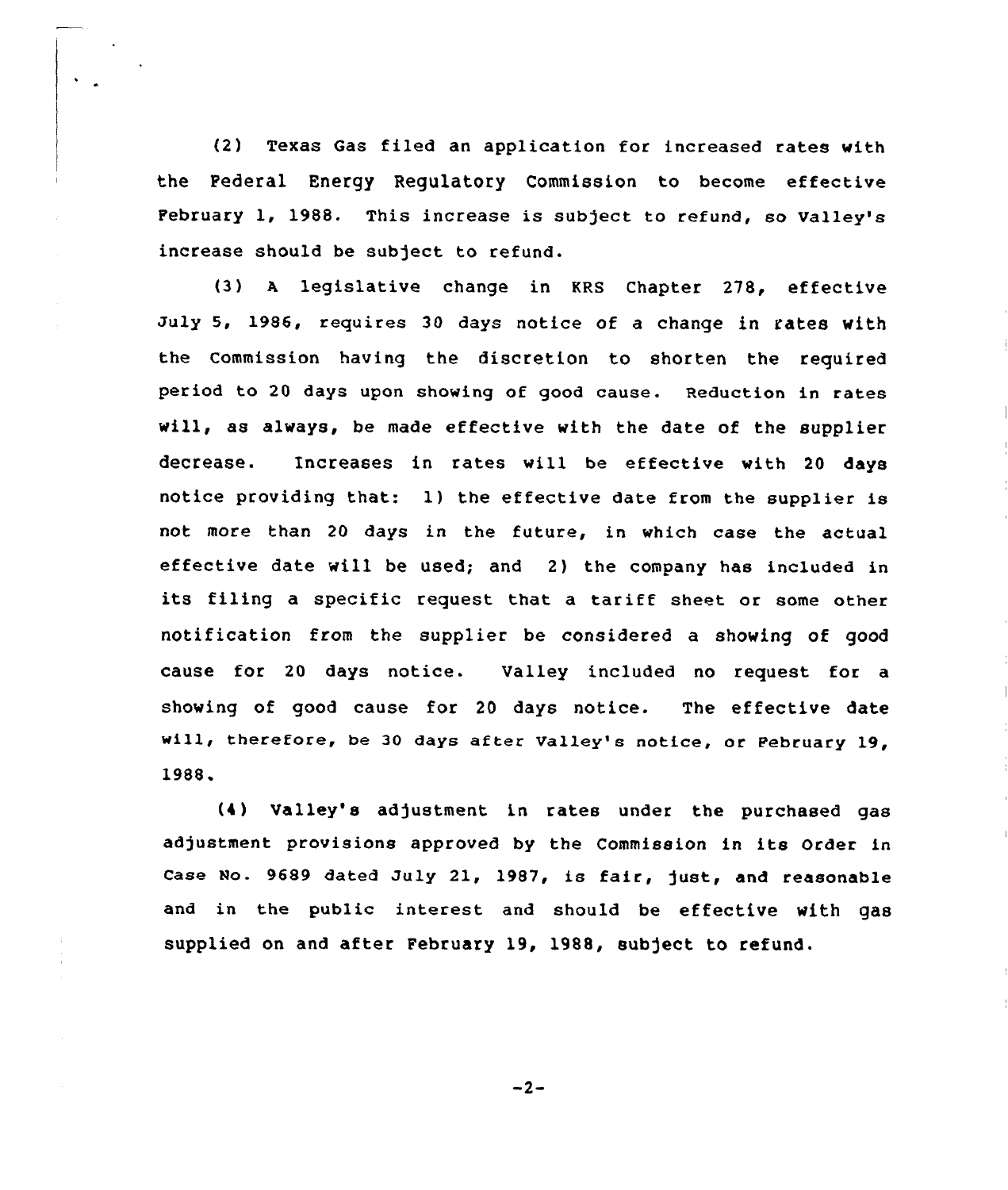(2) Texas Gas filed an application for increased rates with the Federal Energy Regulatory Commission to become effective February 1, 1988. This increase is subject to refund, so Valley's increase should be subject to refund.

(3) A legislative change in KRS Chapter 278, effective July 5, 1986, requires 30 days notice of a change in rates with the Commission having the discretion to shorten the required period to 20 days upon showing of good cause. Reduction in rates will, as always, be made effective with the date of the supplier decrease. Increases in rates will be effective with 20 days notice providing that: 1) the effective date from the supplier is not more than 20 days in the future, in which case the actual effective date will be used; and 2) the company has included in its filing a specific request that a tariff sheet or some other notification from the supplier be considered a showing of good cause for 20 days notice. Valley included no request for a showing of good cause for 20 days notice. The effective date will, therefore, be 30 days after Valley's notice, or February 19, 1988.

(4) Valley's adjustment in rates under the purchased gas adjustment provisions approved by the Commission in its Order in Case No. 9689 dated July 21, 1987, is fair, just, and reasonable and in the public interest and should be effective with gas supplied on and after February 19, 1988, subject to refund.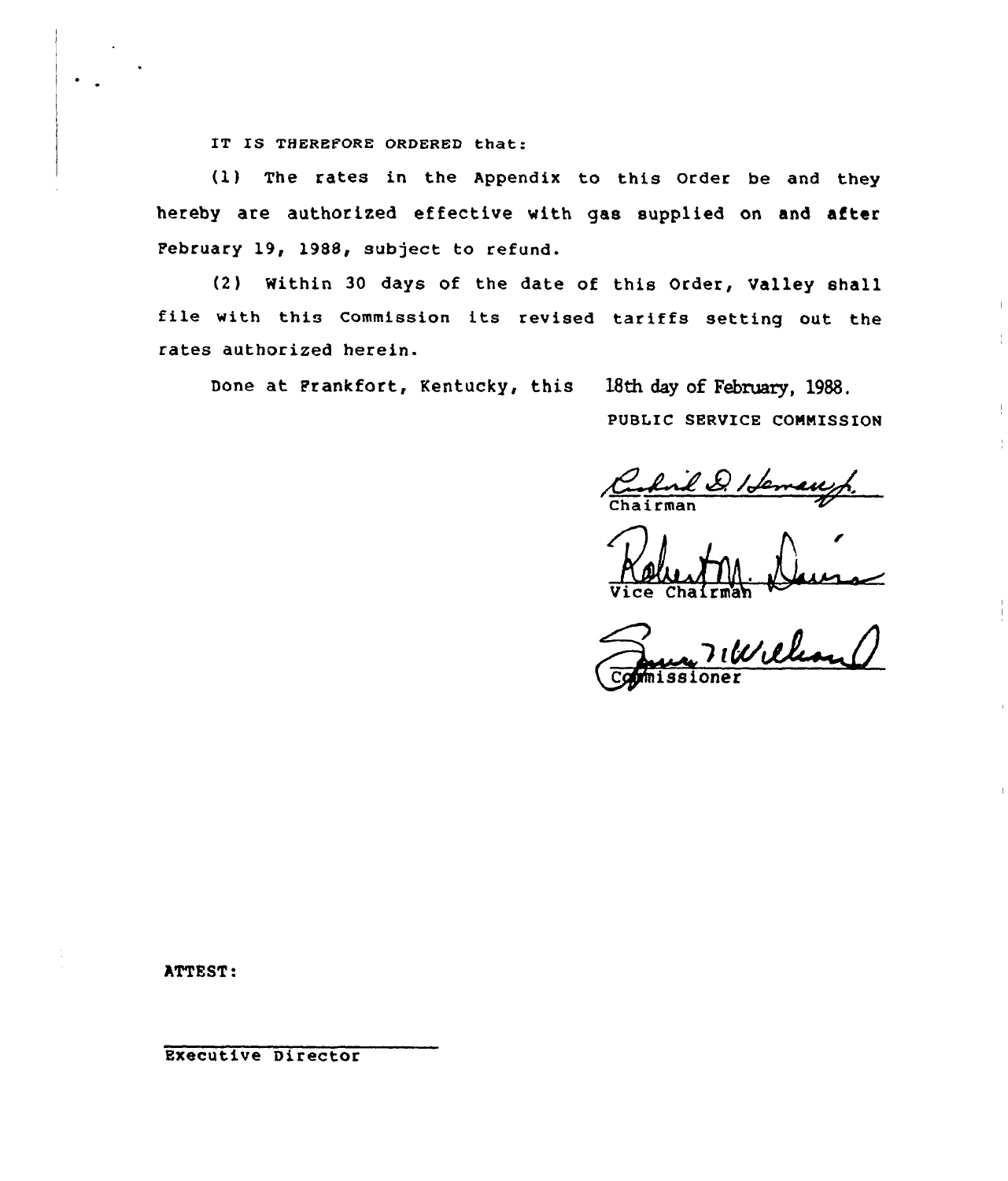IT IS THEREFORE ORDERED that:

(1) The rates in the Appendix to this Order be and they hereby are authorized effective with gas supplied on and after February 19, 1988, subject to refund.

(2) Within 30 days of the date of this Order, Valley shall file with this Commission its revised tariffs setting out the rates authorized herein.

Done at Frankfort, Kentucky, this 18th day of February, 1988.

PUBLIC SERVICE COMMISSION

Chairman

Vice Chairman

Commissioner

ATTEST:

Executive Director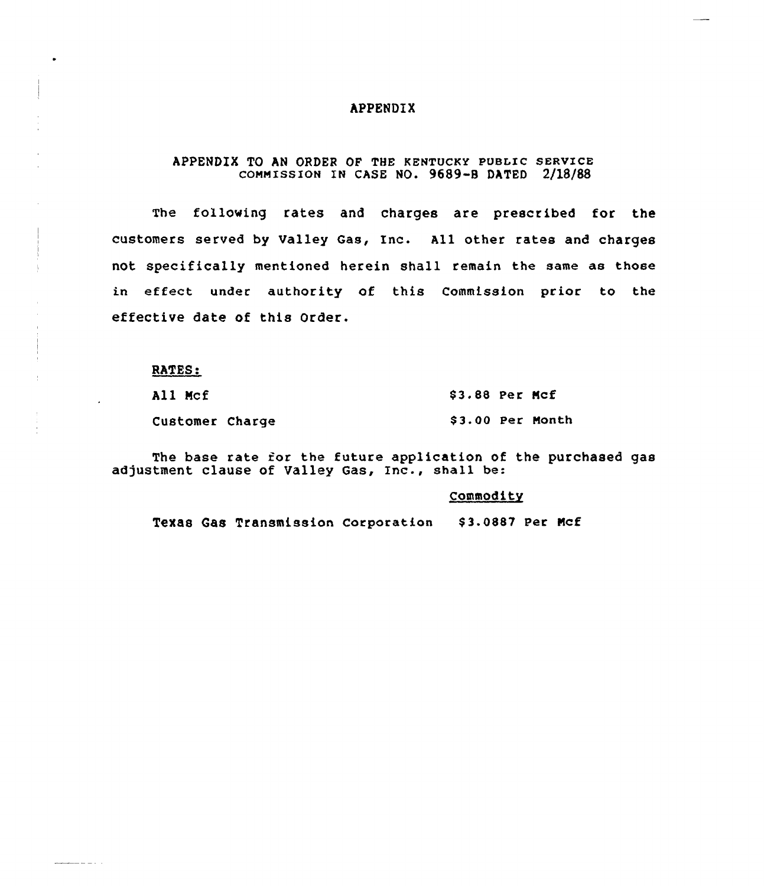# APPENDIX

APPENDIX TO AN ORDER OF THE KENTUCKY PUBLIC SERVICE COMMISSION IN CASE NO. 9689-B DATED 2/18/88

The following rates and charges are prescribed for the customers served by Valley Gas, Inc. All other rates and charges not specifically mentioned herein shall remain the same as those in effect under authority of this Commission prior to the effective date of this Order.

RATES:

| | |
|---|---|
| All Mcf | $3.88 Per Mcf |
| Customer Charge | $3.00 Per Month |

The base rate for the future application of the purchased gas adjustment clause of Valley Gas, Inc., shall be:

| | Commodity |
|---|---|
| Texas Gas Transmission Corporation | $3.0887 Per Mcf |